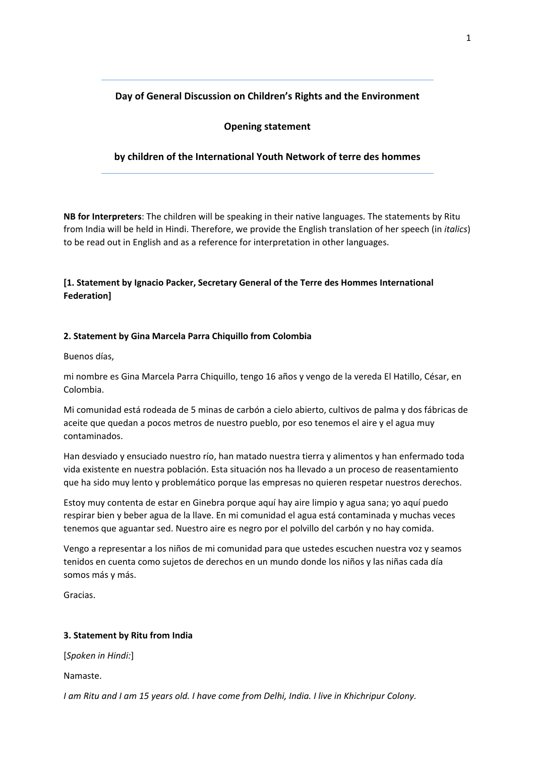**Day of General Discussion on Children's Rights and the Environment**

**Opening statement**

**by children of the International Youth Network of terre des hommes**

---

**NB for Interpreters**: The children will be speaking in their native languages. The statements by Ritu from India will be held in Hindi. Therefore, we provide the English translation of her speech (in *italics*) to be read out in English and as a reference for interpretation in other languages.

**[1. Statement by Ignacio Packer, Secretary General of the Terre des Hommes International Federation]**

**2. Statement by Gina Marcela Parra Chiquillo from Colombia**

Buenos días,

mi nombre es Gina Marcela Parra Chiquillo, tengo 16 años y vengo de la vereda El Hatillo, César, en Colombia.

Mi comunidad está rodeada de 5 minas de carbón a cielo abierto, cultivos de palma y dos fábricas de aceite que quedan a pocos metros de nuestro pueblo, por eso tenemos el aire y el agua muy contaminados.

Han desviado y ensuciado nuestro río, han matado nuestra tierra y alimentos y han enfermado toda vida existente en nuestra población. Esta situación nos ha llevado a un proceso de reasentamiento que ha sido muy lento y problemático porque las empresas no quieren respetar nuestros derechos.

Estoy muy contenta de estar en Ginebra porque aquí hay aire limpio y agua sana; yo aquí puedo respirar bien y beber agua de la llave. En mi comunidad el agua está contaminada y muchas veces tenemos que aguantar sed. Nuestro aire es negro por el polvillo del carbón y no hay comida.

Vengo a representar a los niños de mi comunidad para que ustedes escuchen nuestra voz y seamos tenidos en cuenta como sujetos de derechos en un mundo donde los niños y las niñas cada día somos más y más.

Gracias.

**3. Statement by Ritu from India**

[*Spoken in Hindi:*]

Namaste.

*I am Ritu and I am 15 years old. I have come from Delhi, India. I live in Khichripur Colony.*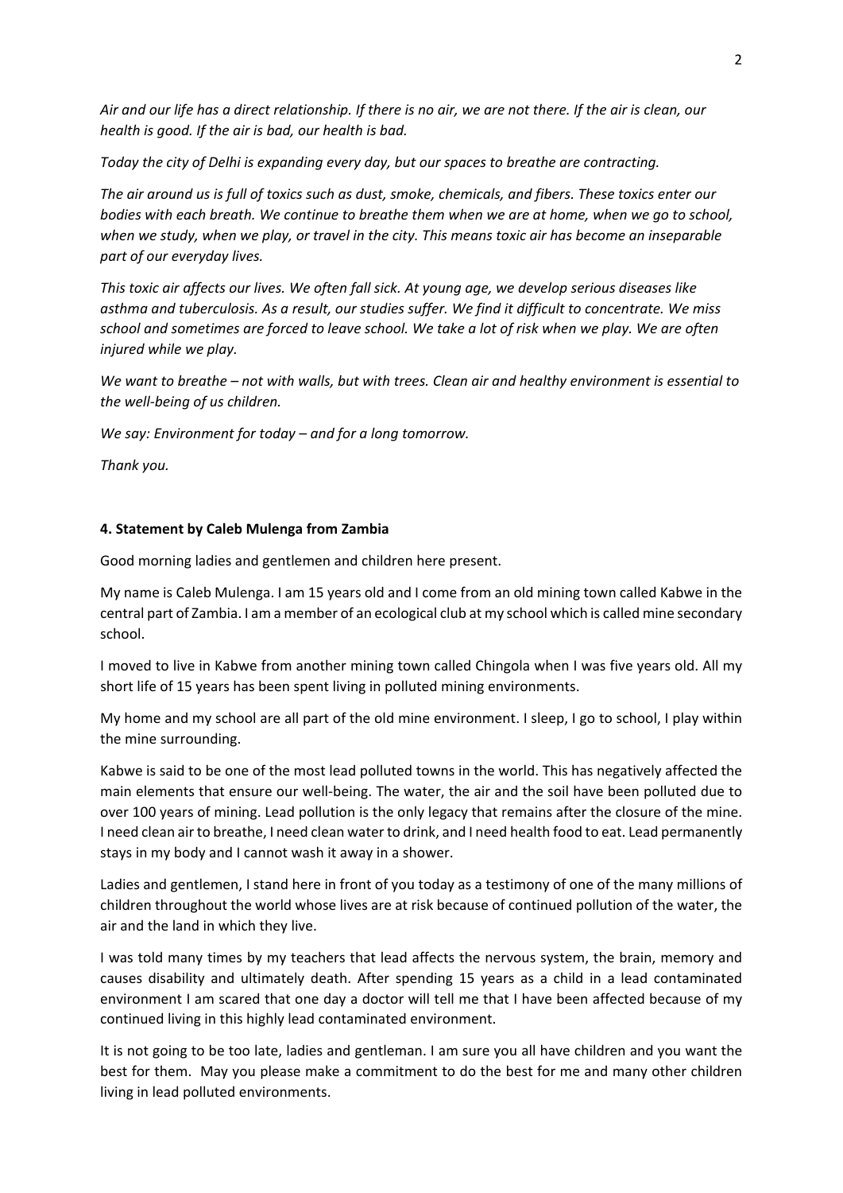*Air and our life has a direct relationship. If there is no air, we are not there. If the air is clean, our health is good. If the air is bad, our health is bad.*

*Today the city of Delhi is expanding every day, but our spaces to breathe are contracting.*

*The air around us is full of toxics such as dust, smoke, chemicals, and fibers. These toxics enter our bodies with each breath. We continue to breathe them when we are at home, when we go to school, when we study, when we play, or travel in the city. This means toxic air has become an inseparable part of our everyday lives.*

*This toxic air affects our lives. We often fall sick. At young age, we develop serious diseases like asthma and tuberculosis. As a result, our studies suffer. We find it difficult to concentrate. We miss school and sometimes are forced to leave school. We take a lot of risk when we play. We are often injured while we play.*

*We want to breathe – not with walls, but with trees. Clean air and healthy environment is essential to the well-being of us children.*

*We say: Environment for today – and for a long tomorrow.*

*Thank you.*

**4. Statement by Caleb Mulenga from Zambia**

Good morning ladies and gentlemen and children here present.

My name is Caleb Mulenga. I am 15 years old and I come from an old mining town called Kabwe in the central part of Zambia. I am a member of an ecological club at my school which is called mine secondary school.

I moved to live in Kabwe from another mining town called Chingola when I was five years old. All my short life of 15 years has been spent living in polluted mining environments.

My home and my school are all part of the old mine environment. I sleep, I go to school, I play within the mine surrounding.

Kabwe is said to be one of the most lead polluted towns in the world. This has negatively affected the main elements that ensure our well-being. The water, the air and the soil have been polluted due to over 100 years of mining. Lead pollution is the only legacy that remains after the closure of the mine. I need clean air to breathe, I need clean water to drink, and I need health food to eat. Lead permanently stays in my body and I cannot wash it away in a shower.

Ladies and gentlemen, I stand here in front of you today as a testimony of one of the many millions of children throughout the world whose lives are at risk because of continued pollution of the water, the air and the land in which they live.

I was told many times by my teachers that lead affects the nervous system, the brain, memory and causes disability and ultimately death. After spending 15 years as a child in a lead contaminated environment I am scared that one day a doctor will tell me that I have been affected because of my continued living in this highly lead contaminated environment.

It is not going to be too late, ladies and gentleman. I am sure you all have children and you want the best for them. May you please make a commitment to do the best for me and many other children living in lead polluted environments.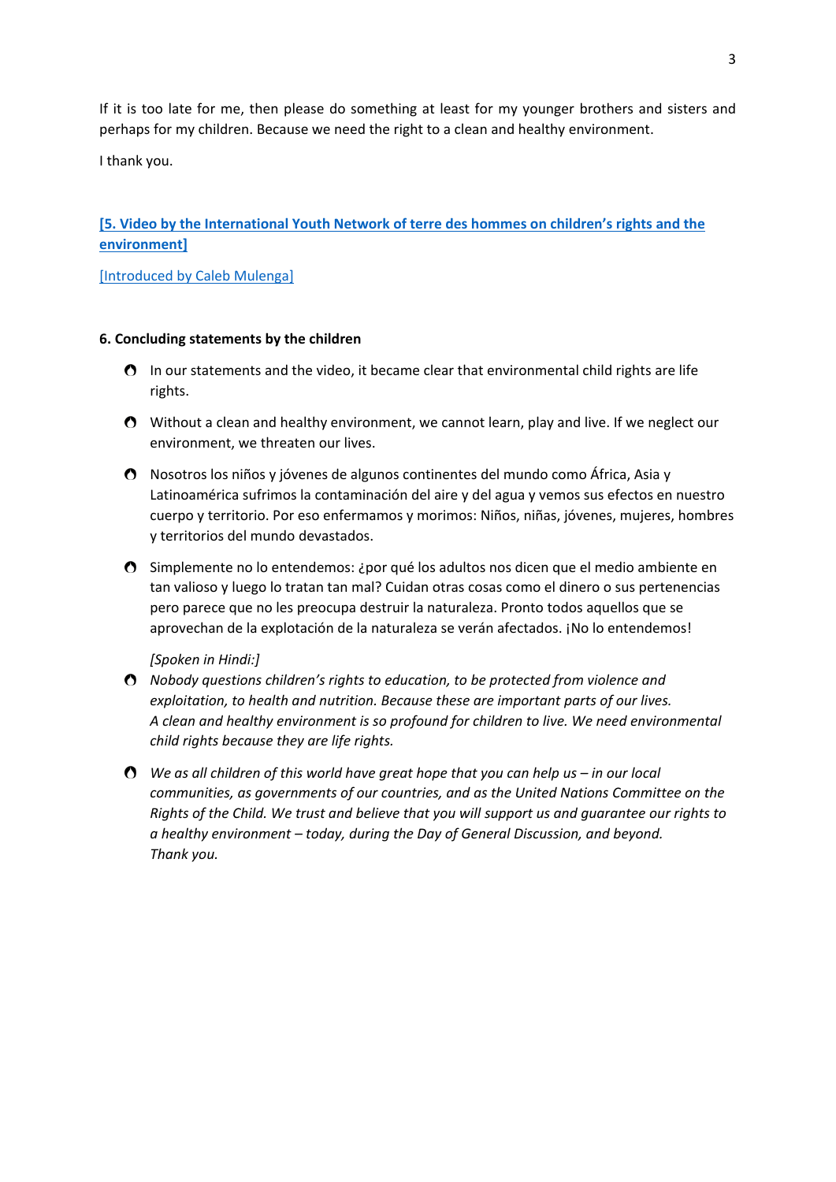If it is too late for me, then please do something at least for my younger brothers and sisters and perhaps for my children. Because we need the right to a clean and healthy environment.

I thank you.

**[5. Video by the International Youth Network of terre des hommes on children's rights and the environment]**

[Introduced by Caleb Mulenga]

**6. Concluding statements by the children**

- In our statements and the video, it became clear that environmental child rights are life rights.
- Without a clean and healthy environment, we cannot learn, play and live. If we neglect our environment, we threaten our lives.
- Nosotros los niños y jóvenes de algunos continentes del mundo como África, Asia y Latinoamérica sufrimos la contaminación del aire y del agua y vemos sus efectos en nuestro cuerpo y territorio. Por eso enfermamos y morimos: Niños, niñas, jóvenes, mujeres, hombres y territorios del mundo devastados.
- Simplemente no lo entendemos: ¿por qué los adultos nos dicen que el medio ambiente en tan valioso y luego lo tratan tan mal? Cuidan otras cosas como el dinero o sus pertenencias pero parece que no les preocupa destruir la naturaleza. Pronto todos aquellos que se aprovechan de la explotación de la naturaleza se verán afectados. ¡No lo entendemos!

  *[Spoken in Hindi:]*
- *Nobody questions children's rights to education, to be protected from violence and exploitation, to health and nutrition. Because these are important parts of our lives.*
  *A clean and healthy environment is so profound for children to live. We need environmental child rights because they are life rights.*
- *We as all children of this world have great hope that you can help us – in our local communities, as governments of our countries, and as the United Nations Committee on the Rights of the Child. We trust and believe that you will support us and guarantee our rights to a healthy environment – today, during the Day of General Discussion, and beyond.*
  *Thank you.*